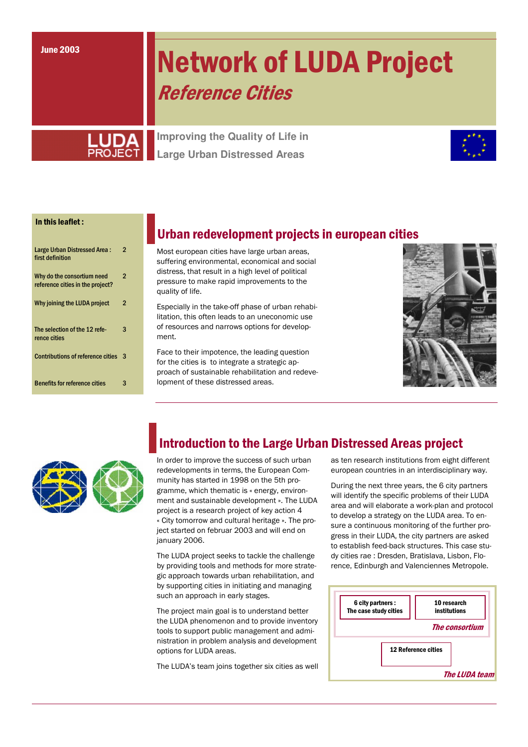June 2003

# Network of LUDA Project

## *Reference Cities*

**Improving the Quality of Life in Large Urban Distressed Areas**

**In this leaflet :**

| | |
|---|---|
| Large Urban Distressed Area : first definition | 2 |
| Why do the consortium need reference cities in the project? | 2 |
| Why joining the LUDA project | 2 |
| The selection of the 12 reference cities | 3 |
| Contributions of reference cities | 3 |
| Benefits for reference cities | 3 |

## Urban redevelopment projects in european cities

Most european cities have large urban areas, suffering environmental, economical and social distress, that result in a high level of political pressure to make rapid improvements to the quality of life.

Especially in the take-off phase of urban rehabilitation, this often leads to an uneconomic use of resources and narrows options for development.

Face to their impotence, the leading question for the cities is to integrate a strategic approach of sustainable rehabilitation and redevelopment of these distressed areas.

## Introduction to the Large Urban Distressed Areas project

In order to improve the success of such urban redevelopments in terms, the European Community has started in 1998 on the 5th programme, which thematic is « energy, environment and sustainable development ». The LUDA project is a research project of key action 4 « City tomorrow and cultural heritage ». The project started on februar 2003 and will end on january 2006.

The LUDA project seeks to tackle the challenge by providing tools and methods for more strategic approach towards urban rehabilitation, and by supporting cities in initiating and managing such an approach in early stages.

The project main goal is to understand better the LUDA phenomenon and to provide inventory tools to support public management and administration in problem analysis and development options for LUDA areas.

The LUDA's team joins together six cities as well as ten research institutions from eight different european countries in an interdisciplinary way.

During the next three years, the 6 city partners will identify the specific problems of their LUDA area and will elaborate a work-plan and protocol to develop a strategy on the LUDA area. To ensure a continuous monitoring of the further progress in their LUDA, the city partners are asked to establish feed-back structures. This case study cities rae : Dresden, Bratislava, Lisbon, Florence, Edinburgh and Valenciennes Metropole.

**6 city partners : The case study cities** | **10 research institutions** — *The consortium*

**12 Reference cities** — *The LUDA team*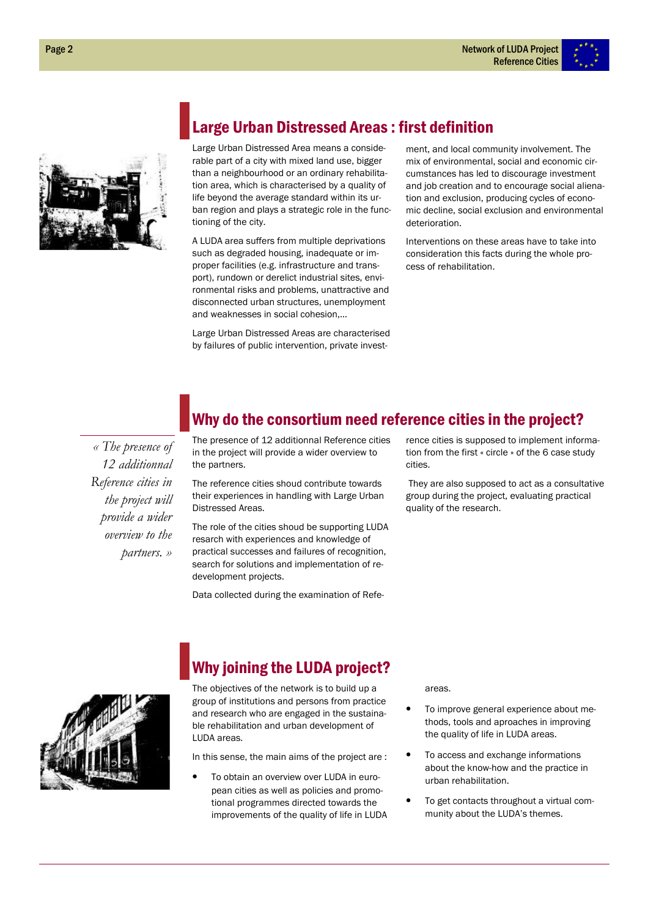## Large Urban Distressed Areas : first definition

Large Urban Distressed Area means a considerable part of a city with mixed land use, bigger than a neighbourhood or an ordinary rehabilitation area, which is characterised by a quality of life beyond the average standard within its urban region and plays a strategic role in the functioning of the city.

A LUDA area suffers from multiple deprivations such as degraded housing, inadequate or improper facilities (e.g. infrastructure and transport), rundown or derelict industrial sites, environmental risks and problems, unattractive and disconnected urban structures, unemployment and weaknesses in social cohesion,...

Large Urban Distressed Areas are characterised by failures of public intervention, private investment, and local community involvement. The mix of environmental, social and economic circumstances has led to discourage investment and job creation and to encourage social alienation and exclusion, producing cycles of economic decline, social exclusion and environmental deterioration.

Interventions on these areas have to take into consideration this facts during the whole process of rehabilitation.

## Why do the consortium need reference cities in the project?

*« The presence of 12 additionnal Reference cities in the project will provide a wider overview to the partners. »*

The presence of 12 additionnal Reference cities in the project will provide a wider overview to the partners.

The reference cities shoud contribute towards their experiences in handling with Large Urban Distressed Areas.

The role of the cities shoud be supporting LUDA resarch with experiences and knowledge of practical successes and failures of recognition, search for solutions and implementation of redevelopment projects.

Data collected during the examination of Reference cities is supposed to implement information from the first « circle » of the 6 case study cities.

They are also supposed to act as a consultative group during the project, evaluating practical quality of the research.

## Why joining the LUDA project?

The objectives of the network is to build up a group of institutions and persons from practice and research who are engaged in the sustainable rehabilitation and urban development of LUDA areas.

In this sense, the main aims of the project are :

- To obtain an overview over LUDA in european cities as well as policies and promotional programmes directed towards the improvements of the quality of life in LUDA areas.
- To improve general experience about methods, tools and aproaches in improving the quality of life in LUDA areas.
- To access and exchange informations about the know-how and the practice in urban rehabilitation.
- To get contacts throughout a virtual community about the LUDA's themes.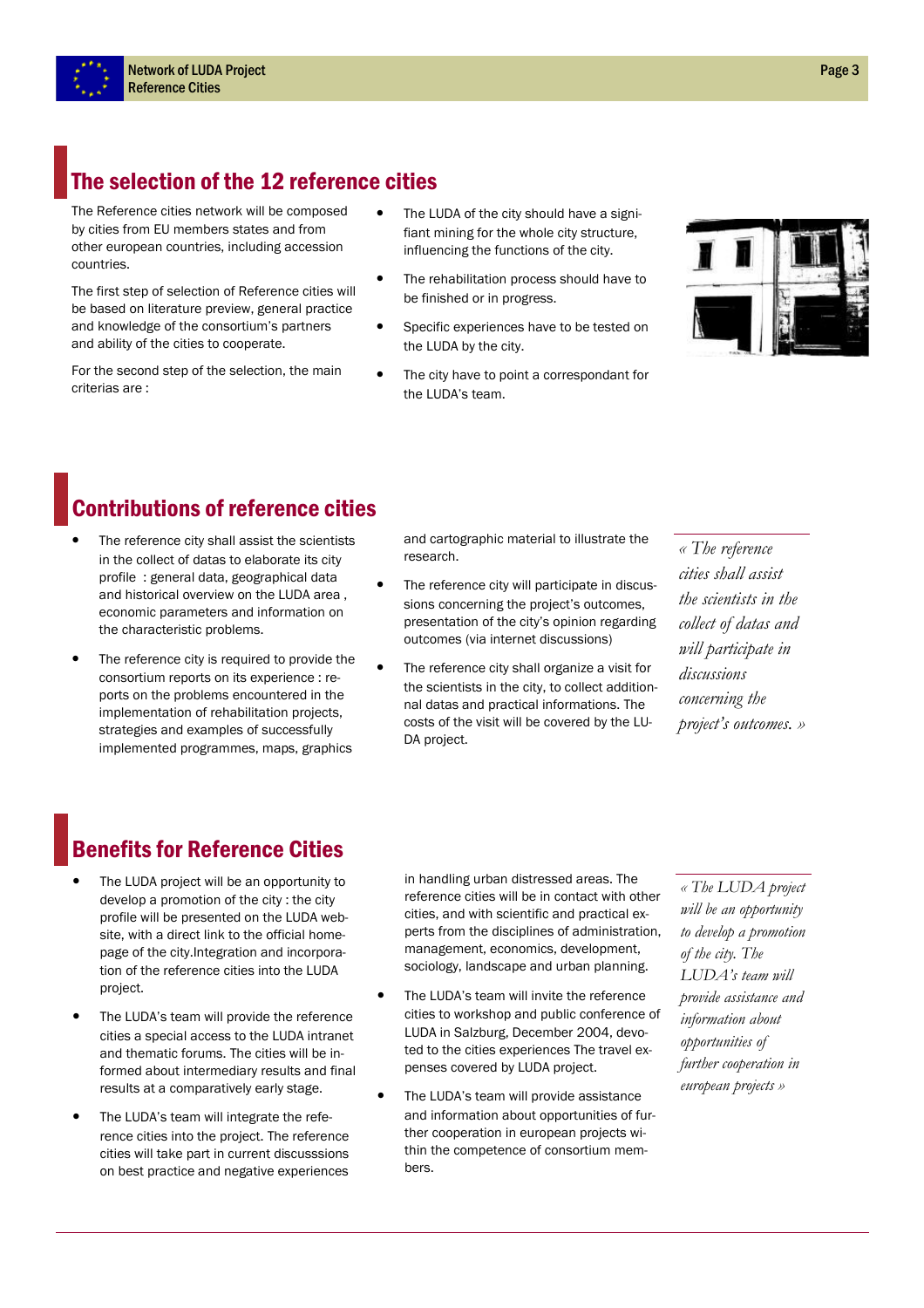## The selection of the 12 reference cities

The Reference cities network will be composed by cities from EU members states and from other european countries, including accession countries.

The first step of selection of Reference cities will be based on literature preview, general practice and knowledge of the consortium's partners and ability of the cities to cooperate.

For the second step of the selection, the main criterias are :

- The LUDA of the city should have a significant mining for the whole city structure, influencing the functions of the city.
- The rehabilitation process should have to be finished or in progress.
- Specific experiences have to be tested on the LUDA by the city.
- The city have to point a correspondant for the LUDA's team.

## Contributions of reference cities

- The reference city shall assist the scientists in the collect of datas to elaborate its city profile : general data, geographical data and historical overview on the LUDA area , economic parameters and information on the characteristic problems.
- The reference city is required to provide the consortium reports on its experience : reports on the problems encountered in the implementation of rehabilitation projects, strategies and examples of successfully implemented programmes, maps, graphics and cartographic material to illustrate the research.
- The reference city will participate in discussions concerning the project's outcomes, presentation of the city's opinion regarding outcomes (via internet discussions)
- The reference city shall organize a visit for the scientists in the city, to collect additional datas and practical informations. The costs of the visit will be covered by the LUDA project.

*« The reference cities shall assist the scientists in the collect of datas and will participate in discussions concerning the project's outcomes. »*

## Benefits for Reference Cities

- The LUDA project will be an opportunity to develop a promotion of the city : the city profile will be presented on the LUDA website, with a direct link to the official homepage of the city.Integration and incorporation of the reference cities into the LUDA project.
- The LUDA's team will provide the reference cities a special access to the LUDA intranet and thematic forums. The cities will be informed about intermediary results and final results at a comparatively early stage.
- The LUDA's team will integrate the reference cities into the project. The reference cities will take part in current discusssions on best practice and negative experiences in handling urban distressed areas. The reference cities will be in contact with other cities, and with scientific and practical experts from the disciplines of administration, management, economics, development, sociology, landscape and urban planning.
- The LUDA's team will invite the reference cities to workshop and public conference of LUDA in Salzburg, December 2004, devoted to the cities experiences The travel expenses covered by LUDA project.
- The LUDA's team will provide assistance and information about opportunities of further cooperation in european projects within the competence of consortium members.

*« The LUDA project will be an opportunity to develop a promotion of the city. The LUDA's team will provide assistance and information about opportunities of further cooperation in european projects »*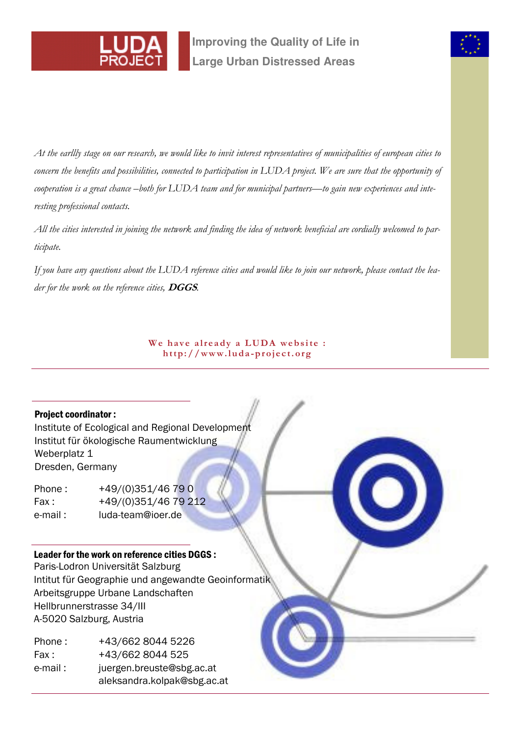**LUDA PROJECT**

**Improving the Quality of Life in Large Urban Distressed Areas**

*At the earllly stage on our research, we would like to invit interest representatives of municipalities of european cities to concern the benefits and possibilities, connected to participation in LUDA project. We are sure that the opportunity of cooperation is a great chance –both for LUDA team and for municipal partners—to gain new experiences and interesting professional contacts.*

*All the cities interested in joining the network and finding the idea of network beneficial are cordially welcomed to participate.*

*If you have any questions about the LUDA reference cities and would like to join our network, please contact the leader for the work on the reference cities,* ***DGGS****.*

**We have already a LUDA website : http://www.luda-project.org**

---

**Project coordinator :**

Institute of Ecological and Regional Development
Institut für ökologische Raumentwicklung
Weberplatz 1
Dresden, Germany

| | |
|---|---|
| Phone : | +49/(0)351/46 79 0 |
| Fax : | +49/(0)351/46 79 212 |
| e-mail : | luda-team@ioer.de |

**Leader for the work on reference cities DGGS :**

Paris-Lodron Universität Salzburg
Intitut für Geographie und angewandte Geoinformatik
Arbeitsgruppe Urbane Landschaften
Hellbrunnerstrasse 34/III
A-5020 Salzburg, Austria

| | |
|---|---|
| Phone : | +43/662 8044 5226 |
| Fax : | +43/662 8044 525 |
| e-mail : | juergen.breuste@sbg.ac.at |
| | aleksandra.kolpak@sbg.ac.at |